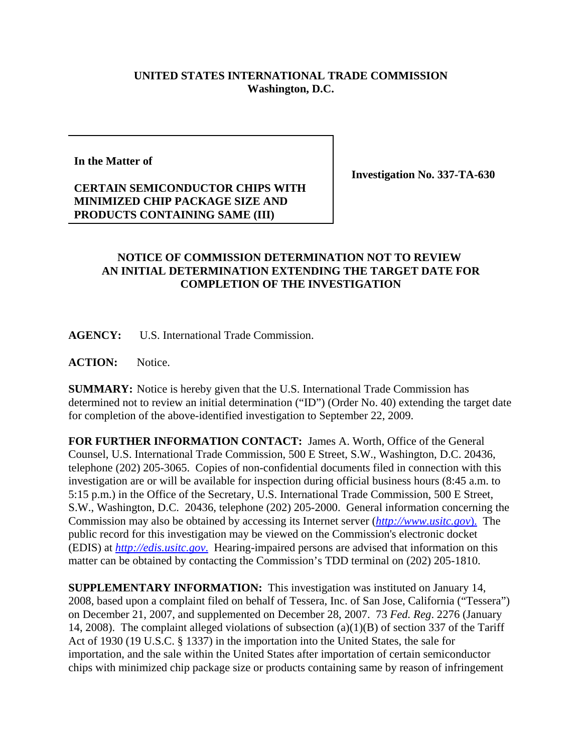**UNITED STATES INTERNATIONAL TRADE COMMISSION**
**Washington, D.C.**

| In the Matter of<br><br>**CERTAIN SEMICONDUCTOR CHIPS WITH MINIMIZED CHIP PACKAGE SIZE AND PRODUCTS CONTAINING SAME (III)** | **Investigation No. 337-TA-630** |
|---|---|

**NOTICE OF COMMISSION DETERMINATION NOT TO REVIEW AN INITIAL DETERMINATION EXTENDING THE TARGET DATE FOR COMPLETION OF THE INVESTIGATION**

**AGENCY:** U.S. International Trade Commission.

**ACTION:** Notice.

**SUMMARY:** Notice is hereby given that the U.S. International Trade Commission has determined not to review an initial determination ("ID") (Order No. 40) extending the target date for completion of the above-identified investigation to September 22, 2009.

**FOR FURTHER INFORMATION CONTACT:** James A. Worth, Office of the General Counsel, U.S. International Trade Commission, 500 E Street, S.W., Washington, D.C. 20436, telephone (202) 205-3065. Copies of non-confidential documents filed in connection with this investigation are or will be available for inspection during official business hours (8:45 a.m. to 5:15 p.m.) in the Office of the Secretary, U.S. International Trade Commission, 500 E Street, S.W., Washington, D.C. 20436, telephone (202) 205-2000. General information concerning the Commission may also be obtained by accessing its Internet server (*http://www.usitc.gov*). The public record for this investigation may be viewed on the Commission's electronic docket (EDIS) at *http://edis.usitc.gov*. Hearing-impaired persons are advised that information on this matter can be obtained by contacting the Commission's TDD terminal on (202) 205-1810.

**SUPPLEMENTARY INFORMATION:** This investigation was instituted on January 14, 2008, based upon a complaint filed on behalf of Tessera, Inc. of San Jose, California ("Tessera") on December 21, 2007, and supplemented on December 28, 2007. 73 *Fed. Reg*. 2276 (January 14, 2008). The complaint alleged violations of subsection (a)(1)(B) of section 337 of the Tariff Act of 1930 (19 U.S.C. § 1337) in the importation into the United States, the sale for importation, and the sale within the United States after importation of certain semiconductor chips with minimized chip package size or products containing same by reason of infringement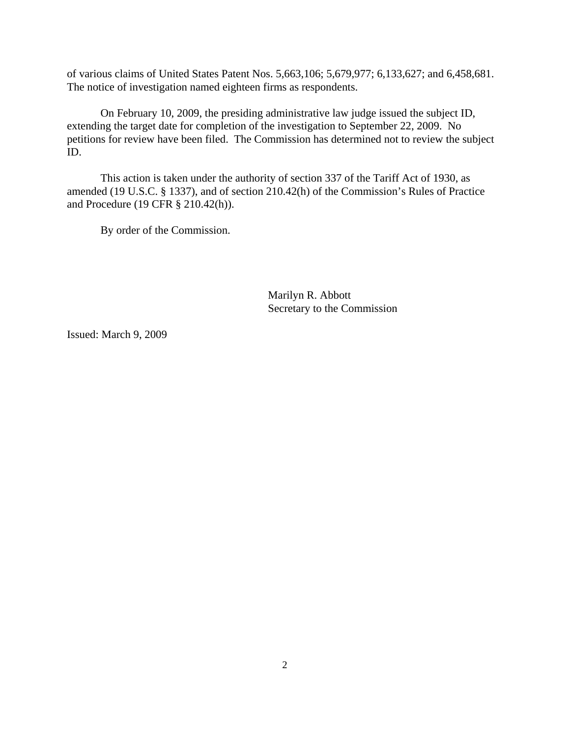of various claims of United States Patent Nos. 5,663,106; 5,679,977; 6,133,627; and 6,458,681. The notice of investigation named eighteen firms as respondents.

On February 10, 2009, the presiding administrative law judge issued the subject ID, extending the target date for completion of the investigation to September 22, 2009. No petitions for review have been filed. The Commission has determined not to review the subject ID.

This action is taken under the authority of section 337 of the Tariff Act of 1930, as amended (19 U.S.C. § 1337), and of section 210.42(h) of the Commission's Rules of Practice and Procedure (19 CFR § 210.42(h)).

By order of the Commission.

Marilyn R. Abbott
Secretary to the Commission

Issued: March 9, 2009